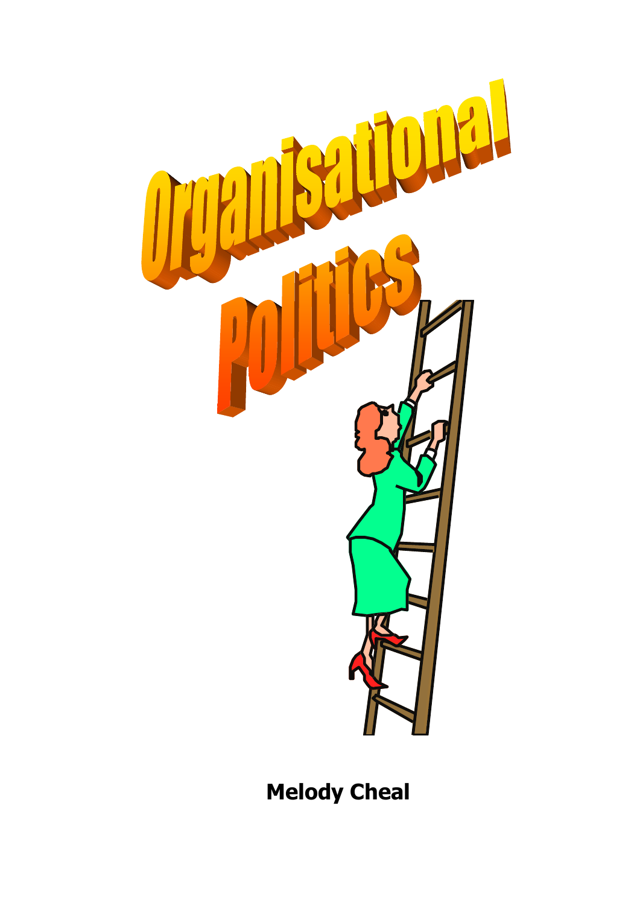# Organisational Politics

**Melody Cheal**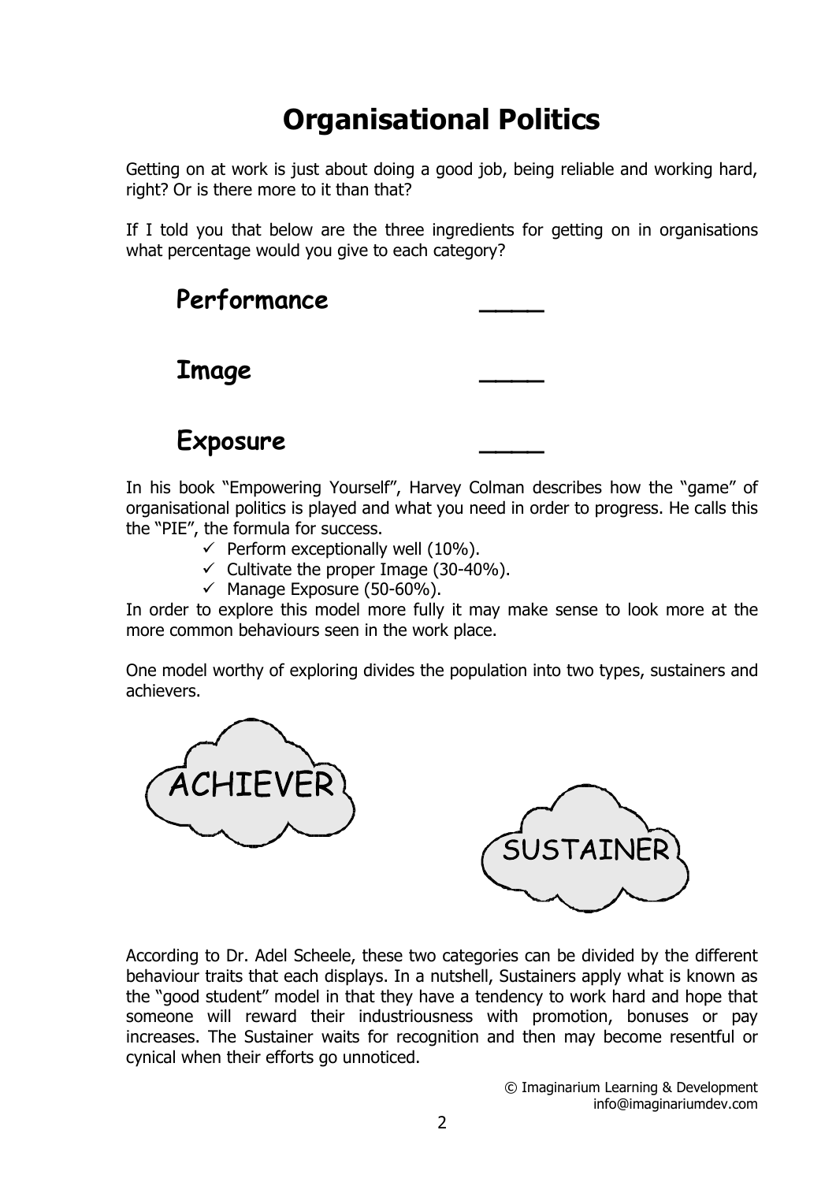# Organisational Politics

Getting on at work is just about doing a good job, being reliable and working hard, right? Or is there more to it than that?

If I told you that below are the three ingredients for getting on in organisations what percentage would you give to each category?

**Performance** ____

**Image** ____

**Exposure** ____

In his book "Empowering Yourself", Harvey Colman describes how the "game" of organisational politics is played and what you need in order to progress. He calls this the "PIE", the formula for success.

- ✓ Perform exceptionally well (10%).
- ✓ Cultivate the proper Image (30-40%).
- ✓ Manage Exposure (50-60%).

In order to explore this model more fully it may make sense to look more at the more common behaviours seen in the work place.

One model worthy of exploring divides the population into two types, sustainers and achievers.

ACHIEVER

SUSTAINER

According to Dr. Adel Scheele, these two categories can be divided by the different behaviour traits that each displays. In a nutshell, Sustainers apply what is known as the "good student" model in that they have a tendency to work hard and hope that someone will reward their industriousness with promotion, bonuses or pay increases. The Sustainer waits for recognition and then may become resentful or cynical when their efforts go unnoticed.

© Imaginarium Learning & Development
info@imaginariumdev.com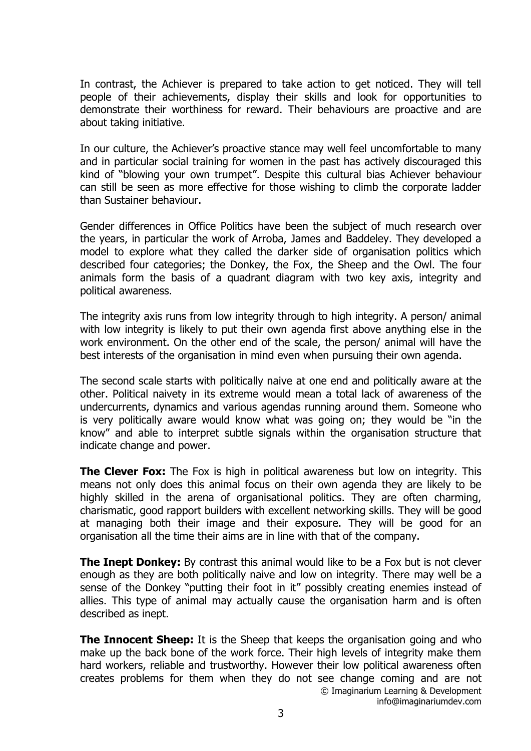In contrast, the Achiever is prepared to take action to get noticed. They will tell people of their achievements, display their skills and look for opportunities to demonstrate their worthiness for reward. Their behaviours are proactive and are about taking initiative.

In our culture, the Achiever's proactive stance may well feel uncomfortable to many and in particular social training for women in the past has actively discouraged this kind of "blowing your own trumpet". Despite this cultural bias Achiever behaviour can still be seen as more effective for those wishing to climb the corporate ladder than Sustainer behaviour.

Gender differences in Office Politics have been the subject of much research over the years, in particular the work of Arroba, James and Baddeley. They developed a model to explore what they called the darker side of organisation politics which described four categories; the Donkey, the Fox, the Sheep and the Owl. The four animals form the basis of a quadrant diagram with two key axis, integrity and political awareness.

The integrity axis runs from low integrity through to high integrity. A person/ animal with low integrity is likely to put their own agenda first above anything else in the work environment. On the other end of the scale, the person/ animal will have the best interests of the organisation in mind even when pursuing their own agenda.

The second scale starts with politically naive at one end and politically aware at the other. Political naivety in its extreme would mean a total lack of awareness of the undercurrents, dynamics and various agendas running around them. Someone who is very politically aware would know what was going on; they would be "in the know" and able to interpret subtle signals within the organisation structure that indicate change and power.

**The Clever Fox:** The Fox is high in political awareness but low on integrity. This means not only does this animal focus on their own agenda they are likely to be highly skilled in the arena of organisational politics. They are often charming, charismatic, good rapport builders with excellent networking skills. They will be good at managing both their image and their exposure. They will be good for an organisation all the time their aims are in line with that of the company.

**The Inept Donkey:** By contrast this animal would like to be a Fox but is not clever enough as they are both politically naive and low on integrity. There may well be a sense of the Donkey "putting their foot in it" possibly creating enemies instead of allies. This type of animal may actually cause the organisation harm and is often described as inept.

**The Innocent Sheep:** It is the Sheep that keeps the organisation going and who make up the back bone of the work force. Their high levels of integrity make them hard workers, reliable and trustworthy. However their low political awareness often creates problems for them when they do not see change coming and are not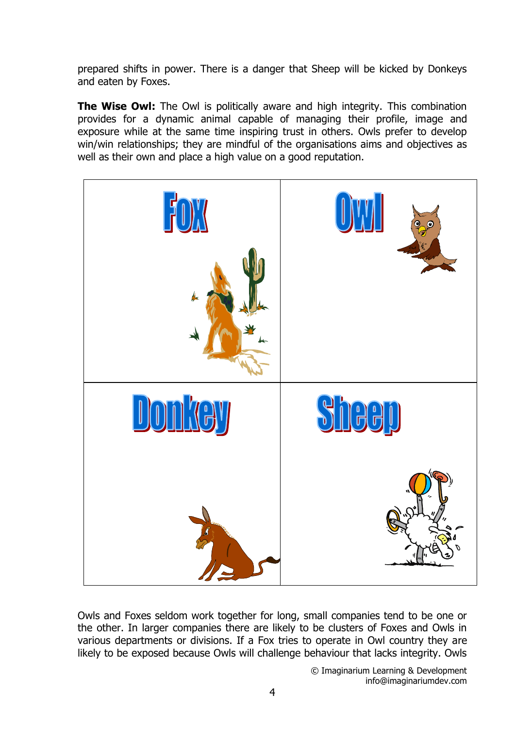prepared shifts in power. There is a danger that Sheep will be kicked by Donkeys and eaten by Foxes.

**The Wise Owl:** The Owl is politically aware and high integrity. This combination provides for a dynamic animal capable of managing their profile, image and exposure while at the same time inspiring trust in others. Owls prefer to develop win/win relationships; they are mindful of the organisations aims and objectives as well as their own and place a high value on a good reputation.

| | |
|---|---|
| Fox | Owl |
| Donkey | Sheep |

Owls and Foxes seldom work together for long, small companies tend to be one or the other. In larger companies there are likely to be clusters of Foxes and Owls in various departments or divisions. If a Fox tries to operate in Owl country they are likely to be exposed because Owls will challenge behaviour that lacks integrity. Owls

© Imaginarium Learning & Development
info@imaginariumdev.com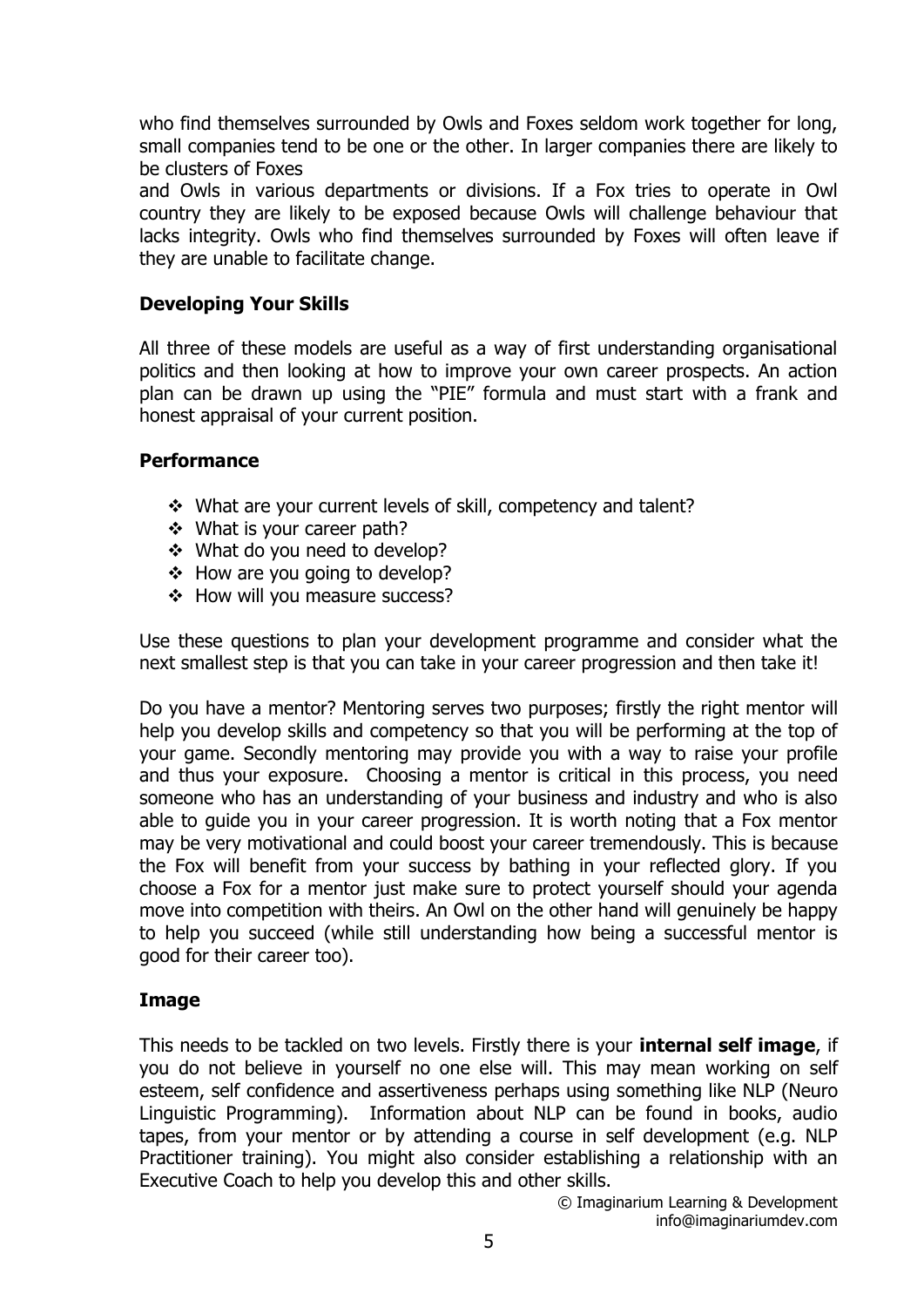who find themselves surrounded by Owls and Foxes seldom work together for long, small companies tend to be one or the other. In larger companies there are likely to be clusters of Foxes

and Owls in various departments or divisions. If a Fox tries to operate in Owl country they are likely to be exposed because Owls will challenge behaviour that lacks integrity. Owls who find themselves surrounded by Foxes will often leave if they are unable to facilitate change.

### Developing Your Skills

All three of these models are useful as a way of first understanding organisational politics and then looking at how to improve your own career prospects. An action plan can be drawn up using the "PIE" formula and must start with a frank and honest appraisal of your current position.

### Performance

- What are your current levels of skill, competency and talent?
- What is your career path?
- What do you need to develop?
- How are you going to develop?
- How will you measure success?

Use these questions to plan your development programme and consider what the next smallest step is that you can take in your career progression and then take it!

Do you have a mentor? Mentoring serves two purposes; firstly the right mentor will help you develop skills and competency so that you will be performing at the top of your game. Secondly mentoring may provide you with a way to raise your profile and thus your exposure. Choosing a mentor is critical in this process, you need someone who has an understanding of your business and industry and who is also able to guide you in your career progression. It is worth noting that a Fox mentor may be very motivational and could boost your career tremendously. This is because the Fox will benefit from your success by bathing in your reflected glory. If you choose a Fox for a mentor just make sure to protect yourself should your agenda move into competition with theirs. An Owl on the other hand will genuinely be happy to help you succeed (while still understanding how being a successful mentor is good for their career too).

### Image

This needs to be tackled on two levels. Firstly there is your **internal self image**, if you do not believe in yourself no one else will. This may mean working on self esteem, self confidence and assertiveness perhaps using something like NLP (Neuro Linguistic Programming). Information about NLP can be found in books, audio tapes, from your mentor or by attending a course in self development (e.g. NLP Practitioner training). You might also consider establishing a relationship with an Executive Coach to help you develop this and other skills.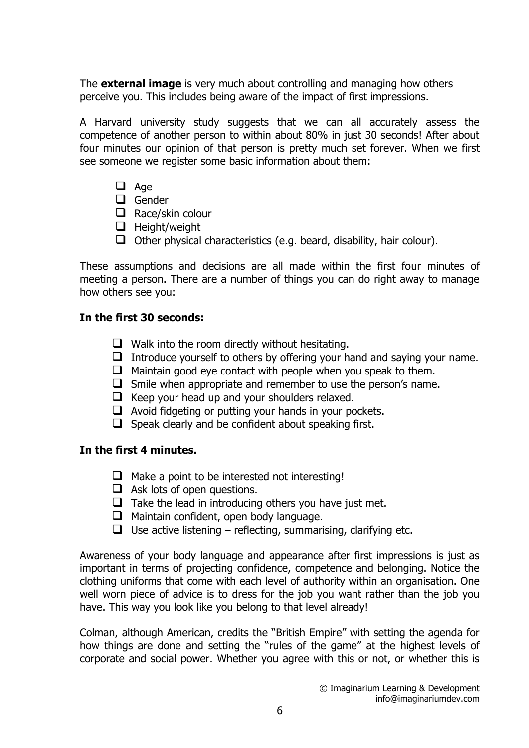The **external image** is very much about controlling and managing how others perceive you. This includes being aware of the impact of first impressions.

A Harvard university study suggests that we can all accurately assess the competence of another person to within about 80% in just 30 seconds! After about four minutes our opinion of that person is pretty much set forever. When we first see someone we register some basic information about them:

- Age
- Gender
- Race/skin colour
- Height/weight
- Other physical characteristics (e.g. beard, disability, hair colour).

These assumptions and decisions are all made within the first four minutes of meeting a person. There are a number of things you can do right away to manage how others see you:

**In the first 30 seconds:**

- Walk into the room directly without hesitating.
- Introduce yourself to others by offering your hand and saying your name.
- Maintain good eye contact with people when you speak to them.
- Smile when appropriate and remember to use the person's name.
- Keep your head up and your shoulders relaxed.
- Avoid fidgeting or putting your hands in your pockets.
- Speak clearly and be confident about speaking first.

**In the first 4 minutes.**

- Make a point to be interested not interesting!
- Ask lots of open questions.
- Take the lead in introducing others you have just met.
- Maintain confident, open body language.
- Use active listening – reflecting, summarising, clarifying etc.

Awareness of your body language and appearance after first impressions is just as important in terms of projecting confidence, competence and belonging. Notice the clothing uniforms that come with each level of authority within an organisation. One well worn piece of advice is to dress for the job you want rather than the job you have. This way you look like you belong to that level already!

Colman, although American, credits the "British Empire" with setting the agenda for how things are done and setting the "rules of the game" at the highest levels of corporate and social power. Whether you agree with this or not, or whether this is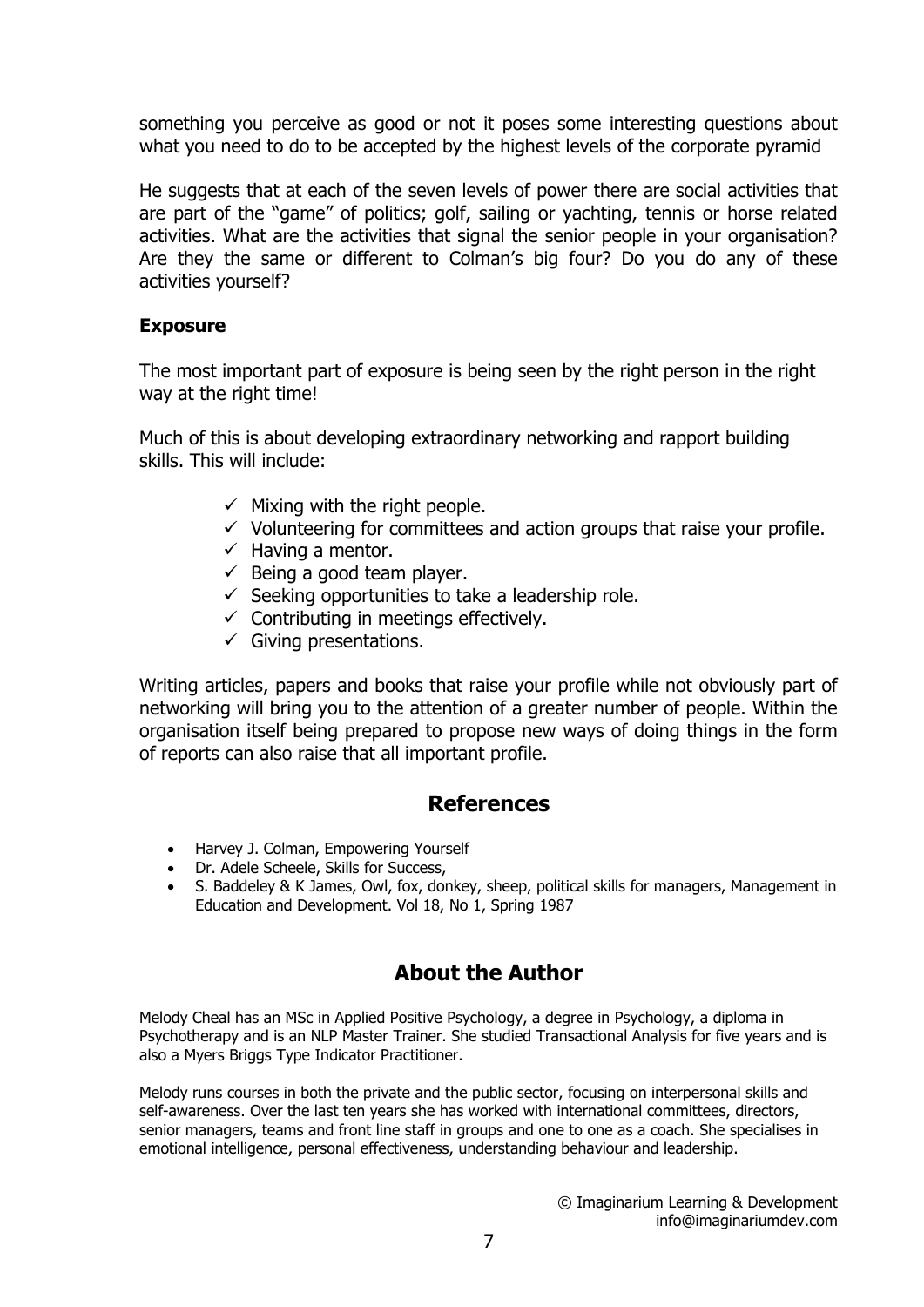something you perceive as good or not it poses some interesting questions about what you need to do to be accepted by the highest levels of the corporate pyramid

He suggests that at each of the seven levels of power there are social activities that are part of the "game" of politics; golf, sailing or yachting, tennis or horse related activities. What are the activities that signal the senior people in your organisation? Are they the same or different to Colman's big four? Do you do any of these activities yourself?

### Exposure

The most important part of exposure is being seen by the right person in the right way at the right time!

Much of this is about developing extraordinary networking and rapport building skills. This will include:

- ✓ Mixing with the right people.
- ✓ Volunteering for committees and action groups that raise your profile.
- ✓ Having a mentor.
- ✓ Being a good team player.
- ✓ Seeking opportunities to take a leadership role.
- ✓ Contributing in meetings effectively.
- ✓ Giving presentations.

Writing articles, papers and books that raise your profile while not obviously part of networking will bring you to the attention of a greater number of people. Within the organisation itself being prepared to propose new ways of doing things in the form of reports can also raise that all important profile.

## References

- Harvey J. Colman, Empowering Yourself
- Dr. Adele Scheele, Skills for Success,
- S. Baddeley & K James, Owl, fox, donkey, sheep, political skills for managers, Management in Education and Development. Vol 18, No 1, Spring 1987

## About the Author

Melody Cheal has an MSc in Applied Positive Psychology, a degree in Psychology, a diploma in Psychotherapy and is an NLP Master Trainer. She studied Transactional Analysis for five years and is also a Myers Briggs Type Indicator Practitioner.

Melody runs courses in both the private and the public sector, focusing on interpersonal skills and self-awareness. Over the last ten years she has worked with international committees, directors, senior managers, teams and front line staff in groups and one to one as a coach. She specialises in emotional intelligence, personal effectiveness, understanding behaviour and leadership.

© Imaginarium Learning & Development
info@imaginariumdev.com